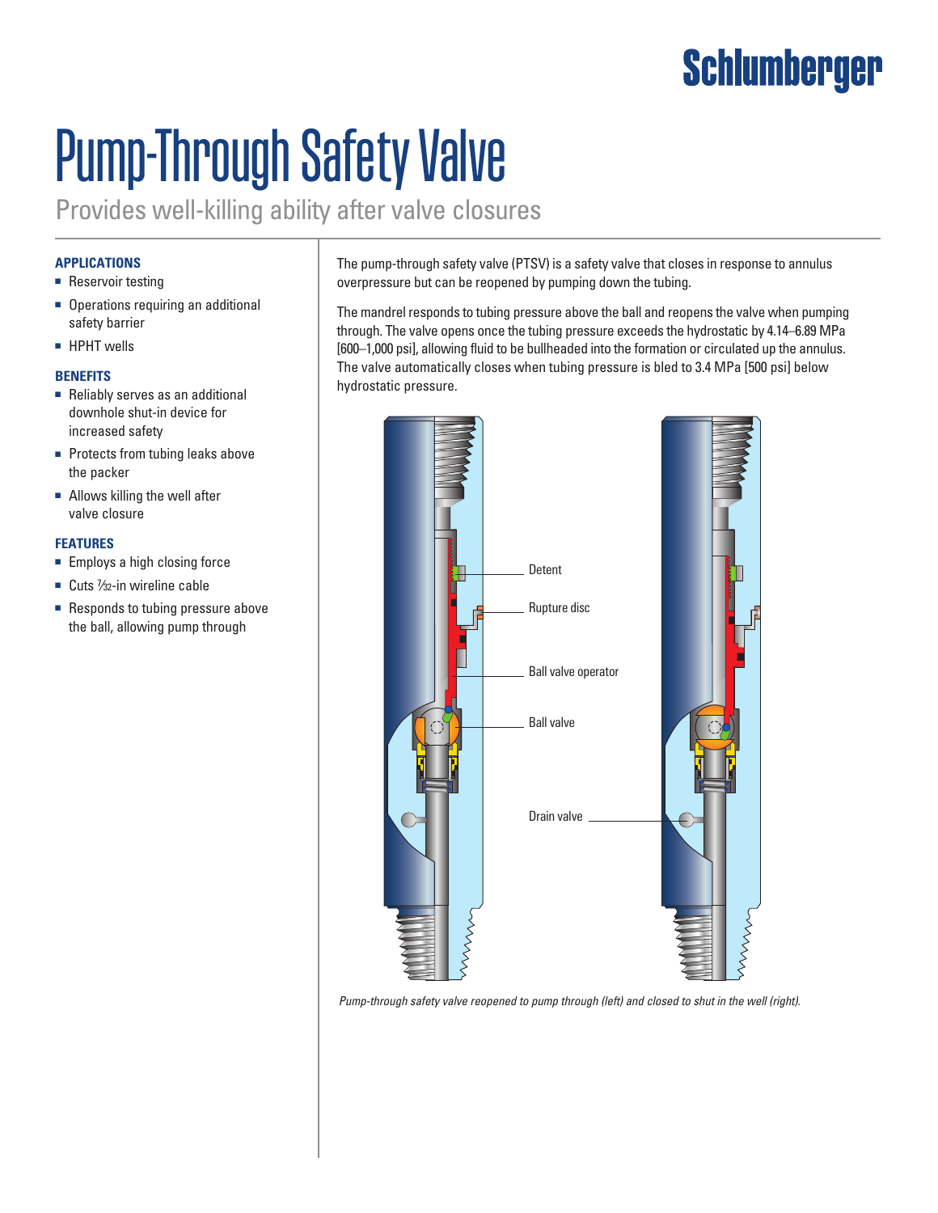Schlumberger

# Pump-Through Safety Valve

Provides well-killing ability after valve closures

### APPLICATIONS

- Reservoir testing
- Operations requiring an additional safety barrier
- HPHT wells

### BENEFITS

- Reliably serves as an additional downhole shut-in device for increased safety
- Protects from tubing leaks above the packer
- Allows killing the well after valve closure

### FEATURES

- Employs a high closing force
- Cuts 7⁄32-in wireline cable
- Responds to tubing pressure above the ball, allowing pump through

The pump-through safety valve (PTSV) is a safety valve that closes in response to annulus overpressure but can be reopened by pumping down the tubing.

The mandrel responds to tubing pressure above the ball and reopens the valve when pumping through. The valve opens once the tubing pressure exceeds the hydrostatic by 4.14–6.89 MPa [600–1,000 psi], allowing fluid to be bullheaded into the formation or circulated up the annulus. The valve automatically closes when tubing pressure is bled to 3.4 MPa [500 psi] below hydrostatic pressure.

Detent

Rupture disc

Ball valve operator

Ball valve

Drain valve

*Pump-through safety valve reopened to pump through (left) and closed to shut in the well (right).*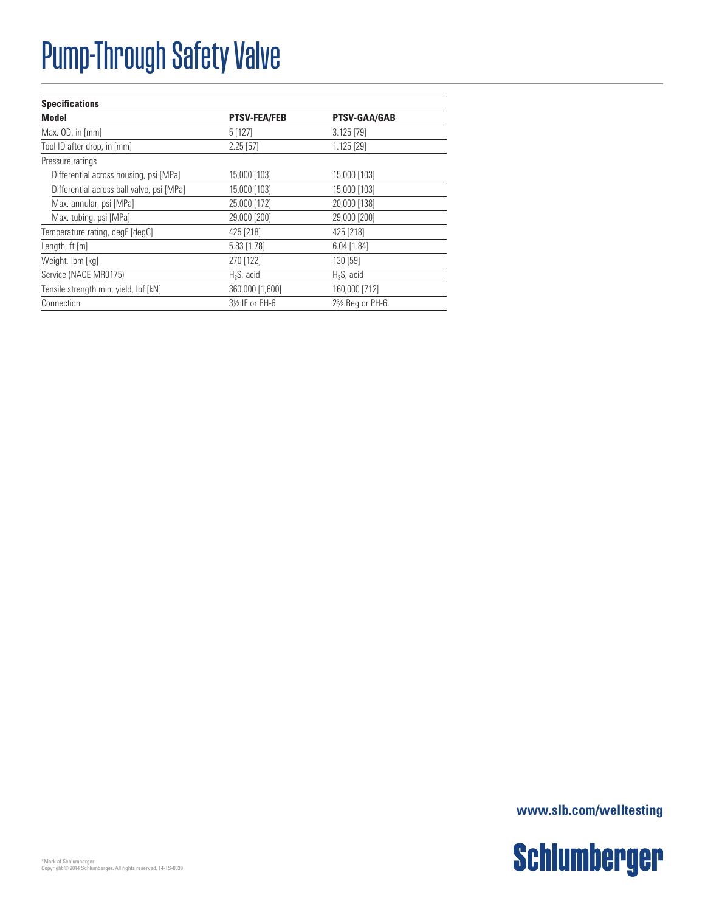# Pump-Through Safety Valve

| Specifications | | |
|---|---|---|
| **Model** | **PTSV-FEA/FEB** | **PTSV-GAA/GAB** |
| Max. OD, in [mm] | 5 [127] | 3.125 [79] |
| Tool ID after drop, in [mm] | 2.25 [57] | 1.125 [29] |
| Pressure ratings | | |
| Differential across housing, psi [MPa] | 15,000 [103] | 15,000 [103] |
| Differential across ball valve, psi [MPa] | 15,000 [103] | 15,000 [103] |
| Max. annular, psi [MPa] | 25,000 [172] | 20,000 [138] |
| Max. tubing, psi [MPa] | 29,000 [200] | 29,000 [200] |
| Temperature rating, degF [degC] | 425 [218] | 425 [218] |
| Length, ft [m] | 5.83 [1.78] | 6.04 [1.84] |
| Weight, lbm [kg] | 270 [122] | 130 [59] |
| Service (NACE MR0175) | $H_2S$, acid | $H_2S$, acid |
| Tensile strength min. yield, lbf [kN] | 360,000 [1,600] | 160,000 [712] |
| Connection | 3½ IF or PH-6 | 2⅜ Reg or PH-6 |

**www.slb.com/welltesting**

*Mark of Schlumberger
Copyright © 2014 Schlumberger. All rights reserved. 14-TS-0039

Schlumberger